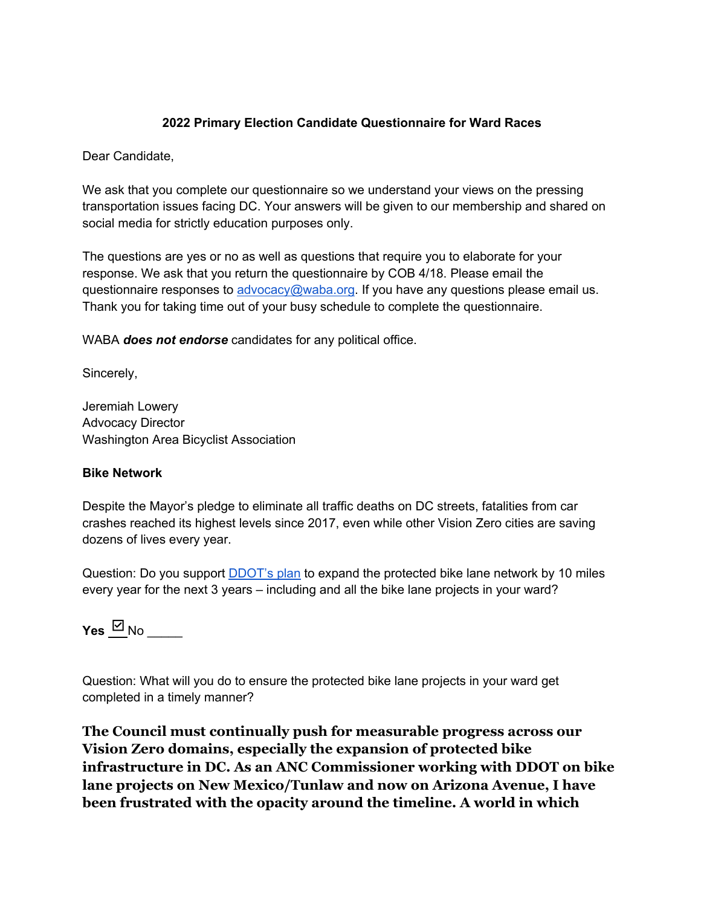**2022 Primary Election Candidate Questionnaire for Ward Races**

Dear Candidate,

We ask that you complete our questionnaire so we understand your views on the pressing transportation issues facing DC. Your answers will be given to our membership and shared on social media for strictly education purposes only.

The questions are yes or no as well as questions that require you to elaborate for your response. We ask that you return the questionnaire by COB 4/18. Please email the questionnaire responses to [advocacy@waba.org](mailto:advocacy@waba.org). If you have any questions please email us. Thank you for taking time out of your busy schedule to complete the questionnaire.

WABA ***does not endorse*** candidates for any political office.

Sincerely,

Jeremiah Lowery
Advocacy Director
Washington Area Bicyclist Association

**Bike Network**

Despite the Mayor's pledge to eliminate all traffic deaths on DC streets, fatalities from car crashes reached its highest levels since 2017, even while other Vision Zero cities are saving dozens of lives every year.

Question: Do you support [DDOT's plan](#) to expand the protected bike lane network by 10 miles every year for the next 3 years – including and all the bike lane projects in your ward?

**Yes** ☑ No _____

Question: What will you do to ensure the protected bike lane projects in your ward get completed in a timely manner?

**The Council must continually push for measurable progress across our Vision Zero domains, especially the expansion of protected bike infrastructure in DC. As an ANC Commissioner working with DDOT on bike lane projects on New Mexico/Tunlaw and now on Arizona Avenue, I have been frustrated with the opacity around the timeline. A world in which**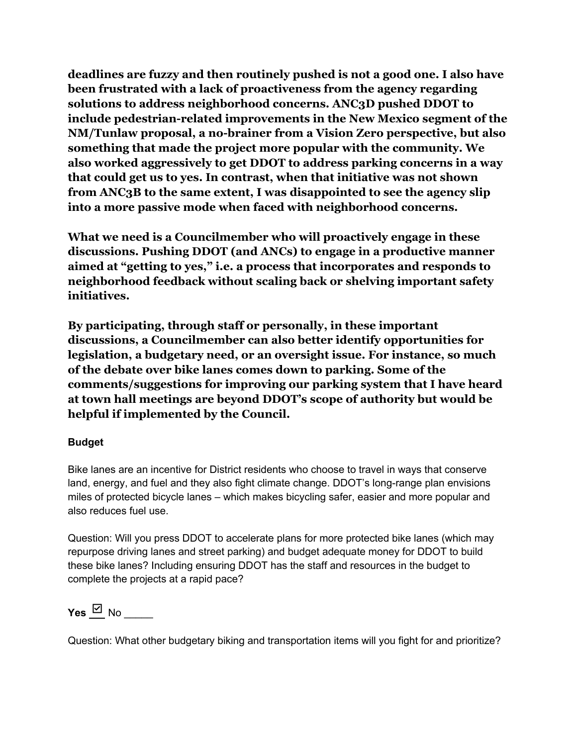**deadlines are fuzzy and then routinely pushed is not a good one. I also have been frustrated with a lack of proactiveness from the agency regarding solutions to address neighborhood concerns. ANC3D pushed DDOT to include pedestrian-related improvements in the New Mexico segment of the NM/Tunlaw proposal, a no-brainer from a Vision Zero perspective, but also something that made the project more popular with the community. We also worked aggressively to get DDOT to address parking concerns in a way that could get us to yes. In contrast, when that initiative was not shown from ANC3B to the same extent, I was disappointed to see the agency slip into a more passive mode when faced with neighborhood concerns.**

**What we need is a Councilmember who will proactively engage in these discussions. Pushing DDOT (and ANCs) to engage in a productive manner aimed at "getting to yes," i.e. a process that incorporates and responds to neighborhood feedback without scaling back or shelving important safety initiatives.**

**By participating, through staff or personally, in these important discussions, a Councilmember can also better identify opportunities for legislation, a budgetary need, or an oversight issue. For instance, so much of the debate over bike lanes comes down to parking. Some of the comments/suggestions for improving our parking system that I have heard at town hall meetings are beyond DDOT's scope of authority but would be helpful if implemented by the Council.**

**Budget**

Bike lanes are an incentive for District residents who choose to travel in ways that conserve land, energy, and fuel and they also fight climate change. DDOT's long-range plan envisions miles of protected bicycle lanes – which makes bicycling safer, easier and more popular and also reduces fuel use.

Question: Will you press DDOT to accelerate plans for more protected bike lanes (which may repurpose driving lanes and street parking) and budget adequate money for DDOT to build these bike lanes? Including ensuring DDOT has the staff and resources in the budget to complete the projects at a rapid pace?

**Yes** ☑ No _____

Question: What other budgetary biking and transportation items will you fight for and prioritize?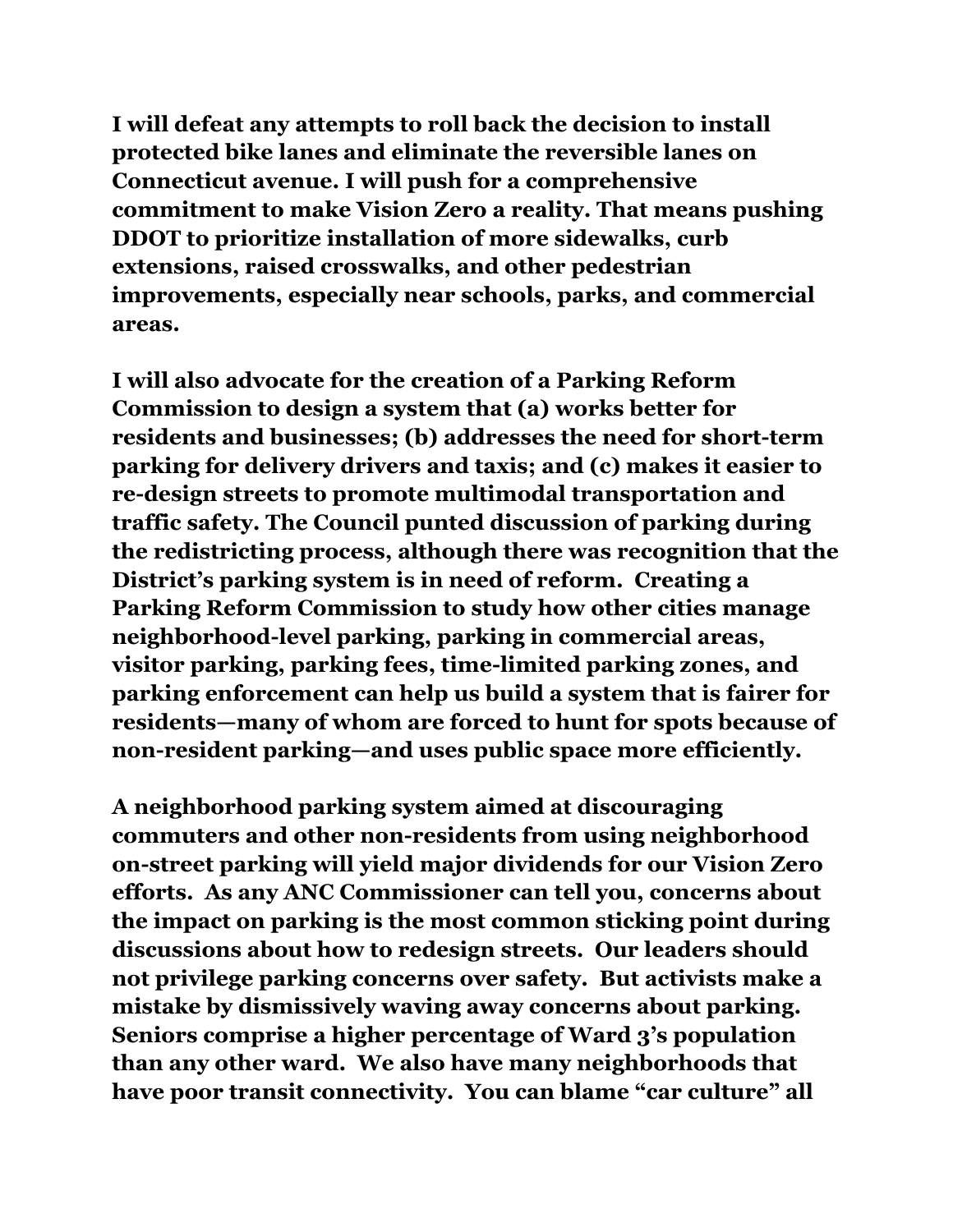**I will defeat any attempts to roll back the decision to install protected bike lanes and eliminate the reversible lanes on Connecticut avenue. I will push for a comprehensive commitment to make Vision Zero a reality. That means pushing DDOT to prioritize installation of more sidewalks, curb extensions, raised crosswalks, and other pedestrian improvements, especially near schools, parks, and commercial areas.**

**I will also advocate for the creation of a Parking Reform Commission to design a system that (a) works better for residents and businesses; (b) addresses the need for short-term parking for delivery drivers and taxis; and (c) makes it easier to re-design streets to promote multimodal transportation and traffic safety. The Council punted discussion of parking during the redistricting process, although there was recognition that the District's parking system is in need of reform. Creating a Parking Reform Commission to study how other cities manage neighborhood-level parking, parking in commercial areas, visitor parking, parking fees, time-limited parking zones, and parking enforcement can help us build a system that is fairer for residents—many of whom are forced to hunt for spots because of non-resident parking—and uses public space more efficiently.**

**A neighborhood parking system aimed at discouraging commuters and other non-residents from using neighborhood on-street parking will yield major dividends for our Vision Zero efforts. As any ANC Commissioner can tell you, concerns about the impact on parking is the most common sticking point during discussions about how to redesign streets. Our leaders should not privilege parking concerns over safety. But activists make a mistake by dismissively waving away concerns about parking. Seniors comprise a higher percentage of Ward 3's population than any other ward. We also have many neighborhoods that have poor transit connectivity. You can blame "car culture" all**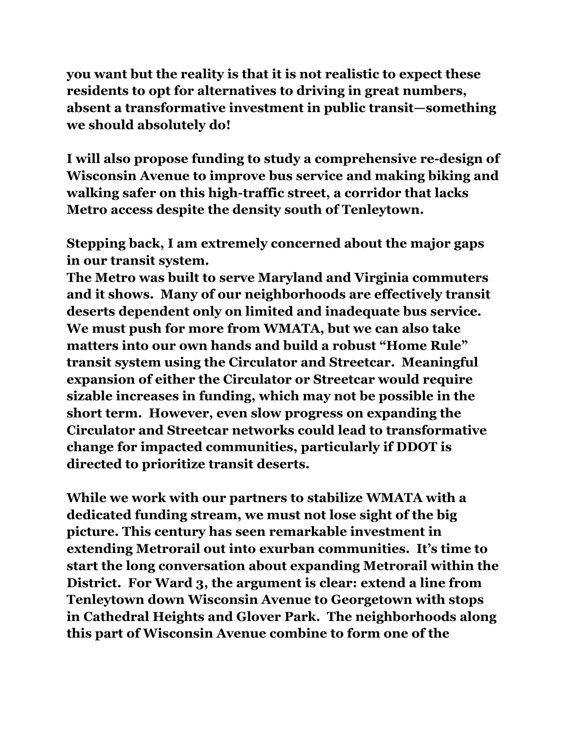**you want but the reality is that it is not realistic to expect these residents to opt for alternatives to driving in great numbers, absent a transformative investment in public transit—something we should absolutely do!**

**I will also propose funding to study a comprehensive re-design of Wisconsin Avenue to improve bus service and making biking and walking safer on this high-traffic street, a corridor that lacks Metro access despite the density south of Tenleytown.**

**Stepping back, I am extremely concerned about the major gaps in our transit system.**
**The Metro was built to serve Maryland and Virginia commuters and it shows. Many of our neighborhoods are effectively transit deserts dependent only on limited and inadequate bus service. We must push for more from WMATA, but we can also take matters into our own hands and build a robust "Home Rule" transit system using the Circulator and Streetcar. Meaningful expansion of either the Circulator or Streetcar would require sizable increases in funding, which may not be possible in the short term. However, even slow progress on expanding the Circulator and Streetcar networks could lead to transformative change for impacted communities, particularly if DDOT is directed to prioritize transit deserts.**

**While we work with our partners to stabilize WMATA with a dedicated funding stream, we must not lose sight of the big picture. This century has seen remarkable investment in extending Metrorail out into exurban communities. It's time to start the long conversation about expanding Metrorail within the District. For Ward 3, the argument is clear: extend a line from Tenleytown down Wisconsin Avenue to Georgetown with stops in Cathedral Heights and Glover Park. The neighborhoods along this part of Wisconsin Avenue combine to form one of the**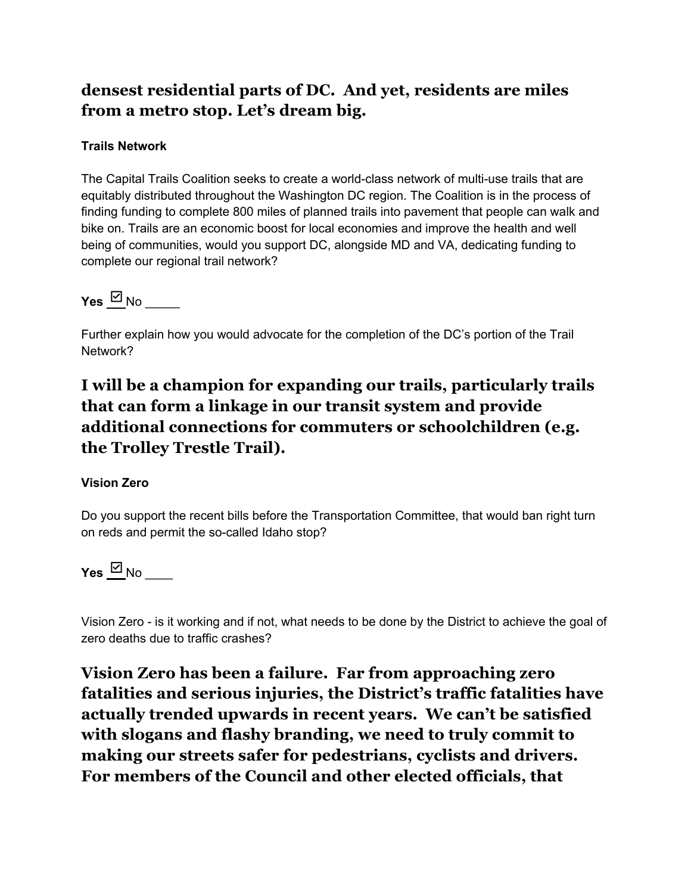**densest residential parts of DC. And yet, residents are miles from a metro stop. Let's dream big.**

**Trails Network**

The Capital Trails Coalition seeks to create a world-class network of multi-use trails that are equitably distributed throughout the Washington DC region. The Coalition is in the process of finding funding to complete 800 miles of planned trails into pavement that people can walk and bike on. Trails are an economic boost for local economies and improve the health and well being of communities, would you support DC, alongside MD and VA, dedicating funding to complete our regional trail network?

**Yes** ☑ No _____

Further explain how you would advocate for the completion of the DC's portion of the Trail Network?

**I will be a champion for expanding our trails, particularly trails that can form a linkage in our transit system and provide additional connections for commuters or schoolchildren (e.g. the Trolley Trestle Trail).**

**Vision Zero**

Do you support the recent bills before the Transportation Committee, that would ban right turn on reds and permit the so-called Idaho stop?

**Yes** ☑ No ____

Vision Zero - is it working and if not, what needs to be done by the District to achieve the goal of zero deaths due to traffic crashes?

**Vision Zero has been a failure. Far from approaching zero fatalities and serious injuries, the District's traffic fatalities have actually trended upwards in recent years. We can't be satisfied with slogans and flashy branding, we need to truly commit to making our streets safer for pedestrians, cyclists and drivers. For members of the Council and other elected officials, that**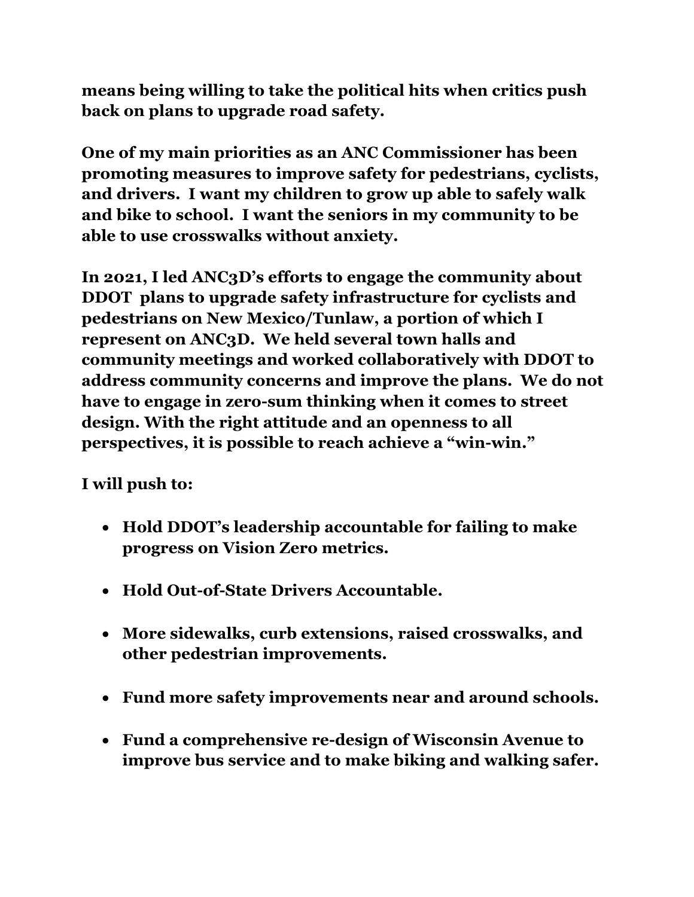**means being willing to take the political hits when critics push back on plans to upgrade road safety.**

**One of my main priorities as an ANC Commissioner has been promoting measures to improve safety for pedestrians, cyclists, and drivers. I want my children to grow up able to safely walk and bike to school. I want the seniors in my community to be able to use crosswalks without anxiety.**

**In 2021, I led ANC3D's efforts to engage the community about DDOT plans to upgrade safety infrastructure for cyclists and pedestrians on New Mexico/Tunlaw, a portion of which I represent on ANC3D. We held several town halls and community meetings and worked collaboratively with DDOT to address community concerns and improve the plans. We do not have to engage in zero-sum thinking when it comes to street design. With the right attitude and an openness to all perspectives, it is possible to reach achieve a "win-win."**

**I will push to:**

- **Hold DDOT's leadership accountable for failing to make progress on Vision Zero metrics.**
- **Hold Out-of-State Drivers Accountable.**
- **More sidewalks, curb extensions, raised crosswalks, and other pedestrian improvements.**
- **Fund more safety improvements near and around schools.**
- **Fund a comprehensive re-design of Wisconsin Avenue to improve bus service and to make biking and walking safer.**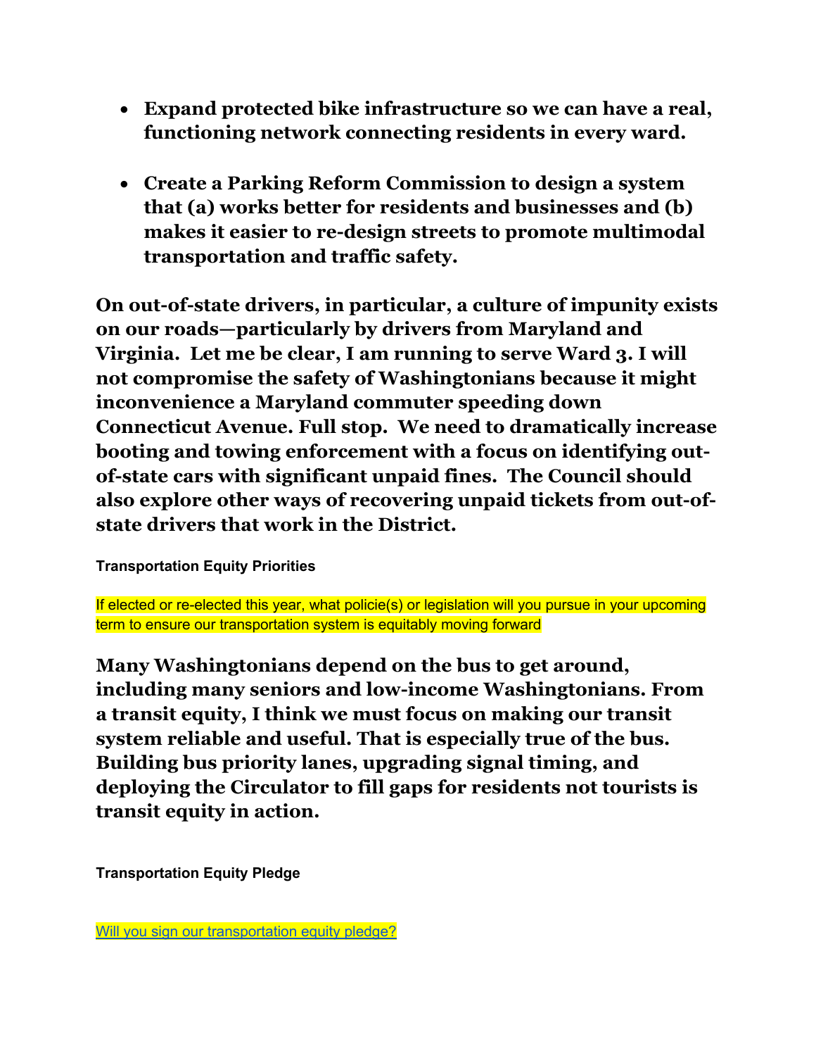- **Expand protected bike infrastructure so we can have a real, functioning network connecting residents in every ward.**

- **Create a Parking Reform Commission to design a system that (a) works better for residents and businesses and (b) makes it easier to re-design streets to promote multimodal transportation and traffic safety.**

**On out-of-state drivers, in particular, a culture of impunity exists on our roads—particularly by drivers from Maryland and Virginia. Let me be clear, I am running to serve Ward 3. I will not compromise the safety of Washingtonians because it might inconvenience a Maryland commuter speeding down Connecticut Avenue. Full stop. We need to dramatically increase booting and towing enforcement with a focus on identifying out-of-state cars with significant unpaid fines. The Council should also explore other ways of recovering unpaid tickets from out-of-state drivers that work in the District.**

**Transportation Equity Priorities**

If elected or re-elected this year, what policie(s) or legislation will you pursue in your upcoming term to ensure our transportation system is equitably moving forward

**Many Washingtonians depend on the bus to get around, including many seniors and low-income Washingtonians. From a transit equity, I think we must focus on making our transit system reliable and useful. That is especially true of the bus. Building bus priority lanes, upgrading signal timing, and deploying the Circulator to fill gaps for residents not tourists is transit equity in action.**

**Transportation Equity Pledge**

Will you sign our transportation equity pledge?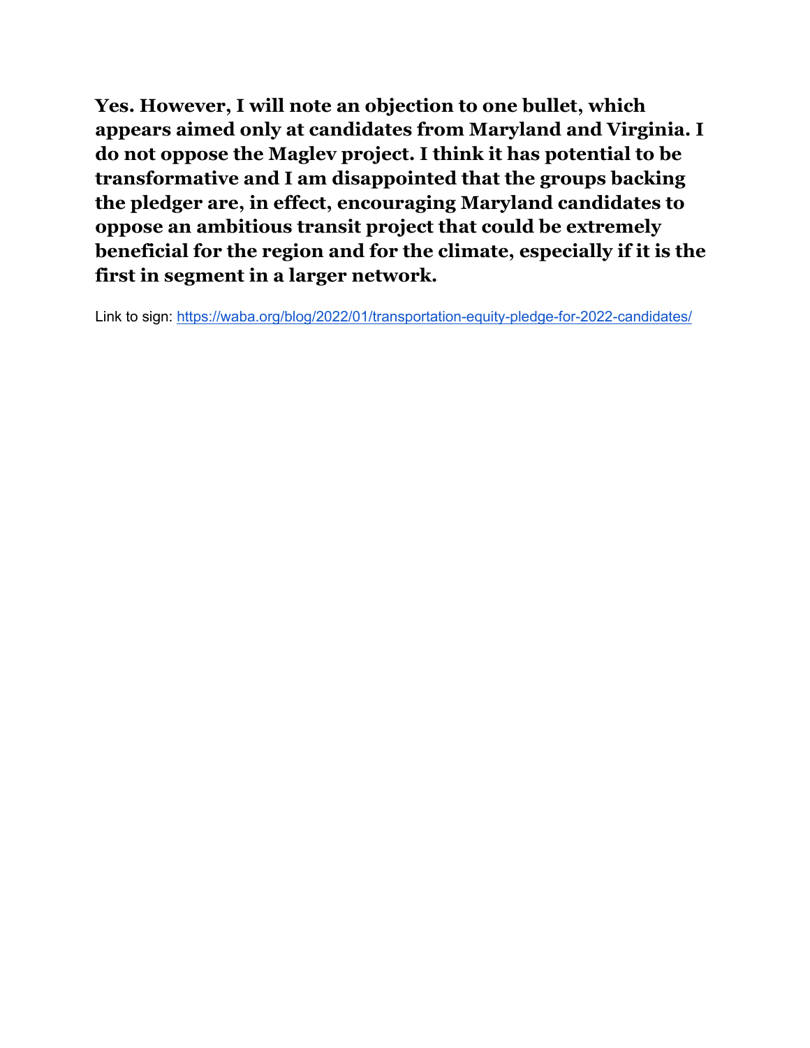**Yes. However, I will note an objection to one bullet, which appears aimed only at candidates from Maryland and Virginia. I do not oppose the Maglev project. I think it has potential to be transformative and I am disappointed that the groups backing the pledger are, in effect, encouraging Maryland candidates to oppose an ambitious transit project that could be extremely beneficial for the region and for the climate, especially if it is the first in segment in a larger network.**

Link to sign: [https://waba.org/blog/2022/01/transportation-equity-pledge-for-2022-candidates/](https://waba.org/blog/2022/01/transportation-equity-pledge-for-2022-candidates/)